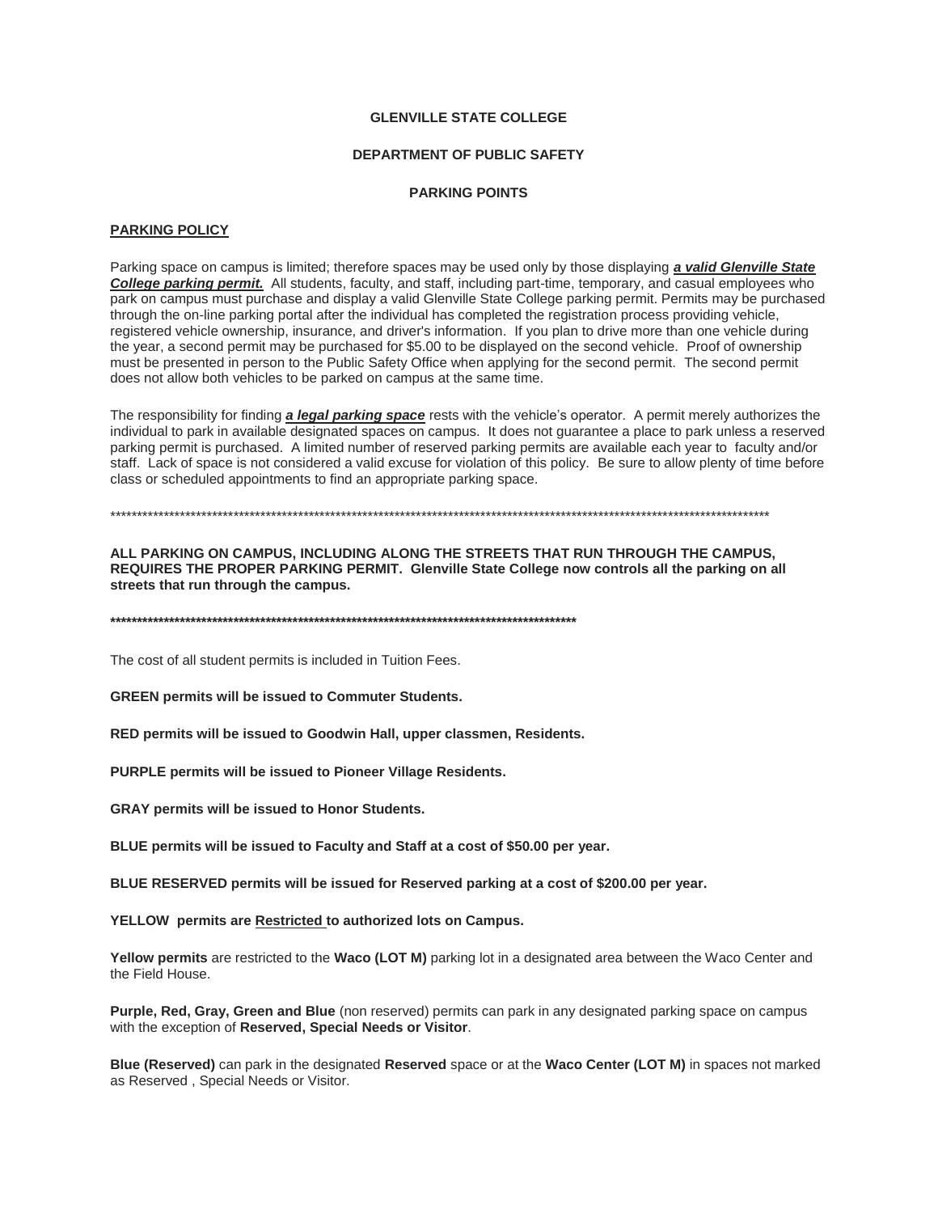**GLENVILLE STATE COLLEGE**

**DEPARTMENT OF PUBLIC SAFETY**

**PARKING POINTS**

## PARKING POLICY

Parking space on campus is limited; therefore spaces may be used only by those displaying ***a valid Glenville State College parking permit.*** All students, faculty, and staff, including part-time, temporary, and casual employees who park on campus must purchase and display a valid Glenville State College parking permit. Permits may be purchased through the on-line parking portal after the individual has completed the registration process providing vehicle, registered vehicle ownership, insurance, and driver's information. If you plan to drive more than one vehicle during the year, a second permit may be purchased for $5.00 to be displayed on the second vehicle. Proof of ownership must be presented in person to the Public Safety Office when applying for the second permit. The second permit does not allow both vehicles to be parked on campus at the same time.

The responsibility for finding ***a legal parking space*** rests with the vehicle's operator. A permit merely authorizes the individual to park in available designated spaces on campus. It does not guarantee a place to park unless a reserved parking permit is purchased. A limited number of reserved parking permits are available each year to faculty and/or staff. Lack of space is not considered a valid excuse for violation of this policy. Be sure to allow plenty of time before class or scheduled appointments to find an appropriate parking space.

****************************************************************************************************************************

**ALL PARKING ON CAMPUS, INCLUDING ALONG THE STREETS THAT RUN THROUGH THE CAMPUS, REQUIRES THE PROPER PARKING PERMIT. Glenville State College now controls all the parking on all streets that run through the campus.**

**************************************************************************************

The cost of all student permits is included in Tuition Fees.

**GREEN permits will be issued to Commuter Students.**

**RED permits will be issued to Goodwin Hall, upper classmen, Residents.**

**PURPLE permits will be issued to Pioneer Village Residents.**

**GRAY permits will be issued to Honor Students.**

**BLUE permits will be issued to Faculty and Staff at a cost of $50.00 per year.**

**BLUE RESERVED permits will be issued for Reserved parking at a cost of $200.00 per year.**

**YELLOW permits are <u>Restricted</u> to authorized lots on Campus.**

**Yellow permits** are restricted to the **Waco (LOT M)** parking lot in a designated area between the Waco Center and the Field House.

**Purple, Red, Gray, Green and Blue** (non reserved) permits can park in any designated parking space on campus with the exception of **Reserved, Special Needs or Visitor**.

**Blue (Reserved)** can park in the designated **Reserved** space or at the **Waco Center (LOT M)** in spaces not marked as Reserved , Special Needs or Visitor.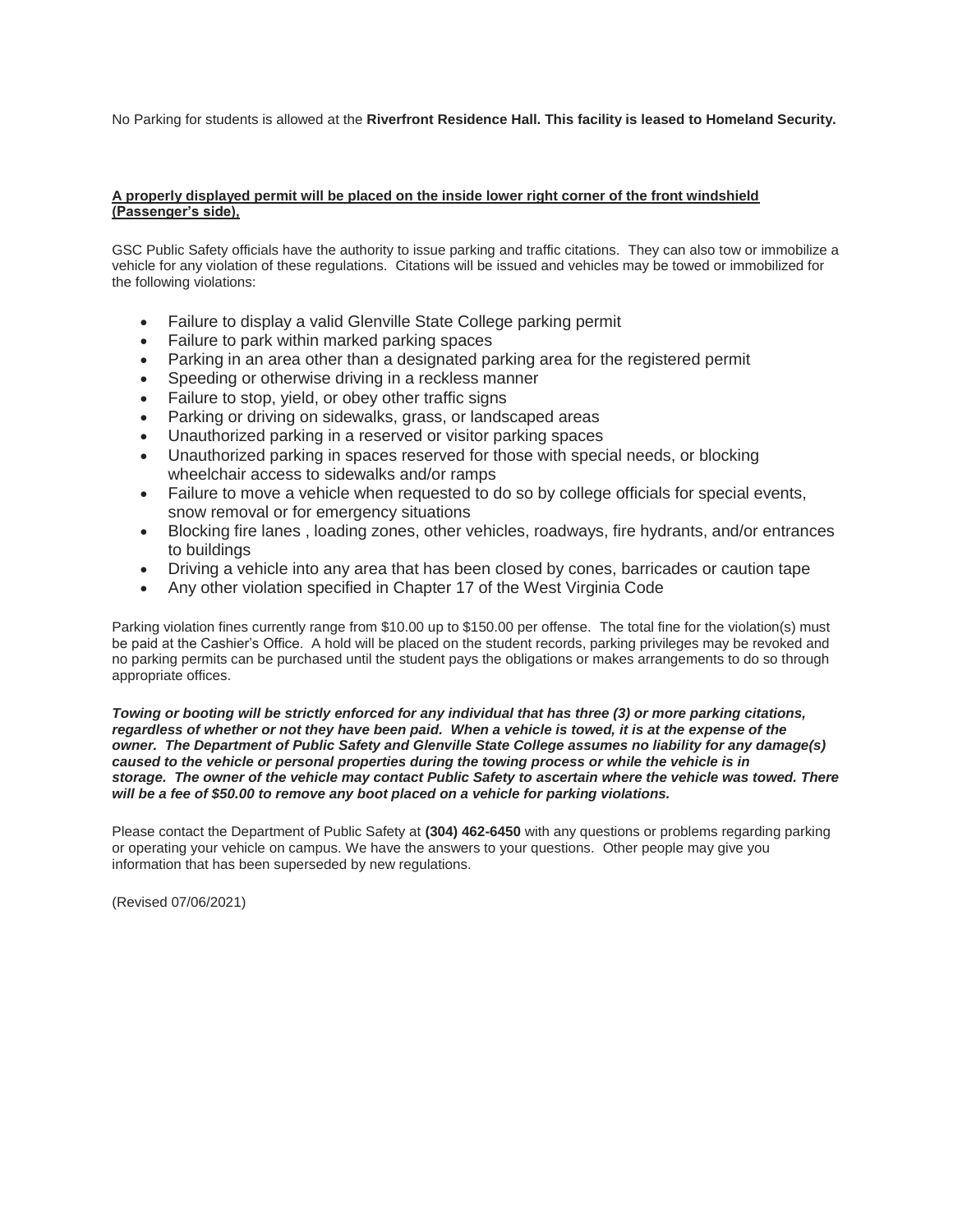No Parking for students is allowed at the **Riverfront Residence Hall. This facility is leased to Homeland Security.**

**A properly displayed permit will be placed on the inside lower right corner of the front windshield (Passenger's side).**

GSC Public Safety officials have the authority to issue parking and traffic citations. They can also tow or immobilize a vehicle for any violation of these regulations. Citations will be issued and vehicles may be towed or immobilized for the following violations:

- Failure to display a valid Glenville State College parking permit
- Failure to park within marked parking spaces
- Parking in an area other than a designated parking area for the registered permit
- Speeding or otherwise driving in a reckless manner
- Failure to stop, yield, or obey other traffic signs
- Parking or driving on sidewalks, grass, or landscaped areas
- Unauthorized parking in a reserved or visitor parking spaces
- Unauthorized parking in spaces reserved for those with special needs, or blocking wheelchair access to sidewalks and/or ramps
- Failure to move a vehicle when requested to do so by college officials for special events, snow removal or for emergency situations
- Blocking fire lanes , loading zones, other vehicles, roadways, fire hydrants, and/or entrances to buildings
- Driving a vehicle into any area that has been closed by cones, barricades or caution tape
- Any other violation specified in Chapter 17 of the West Virginia Code

Parking violation fines currently range from $10.00 up to $150.00 per offense. The total fine for the violation(s) must be paid at the Cashier's Office. A hold will be placed on the student records, parking privileges may be revoked and no parking permits can be purchased until the student pays the obligations or makes arrangements to do so through appropriate offices.

***Towing or booting will be strictly enforced for any individual that has three (3) or more parking citations, regardless of whether or not they have been paid. When a vehicle is towed, it is at the expense of the owner. The Department of Public Safety and Glenville State College assumes no liability for any damage(s) caused to the vehicle or personal properties during the towing process or while the vehicle is in storage. The owner of the vehicle may contact Public Safety to ascertain where the vehicle was towed. There will be a fee of $50.00 to remove any boot placed on a vehicle for parking violations.***

Please contact the Department of Public Safety at **(304) 462-6450** with any questions or problems regarding parking or operating your vehicle on campus. We have the answers to your questions. Other people may give you information that has been superseded by new regulations.

(Revised 07/06/2021)